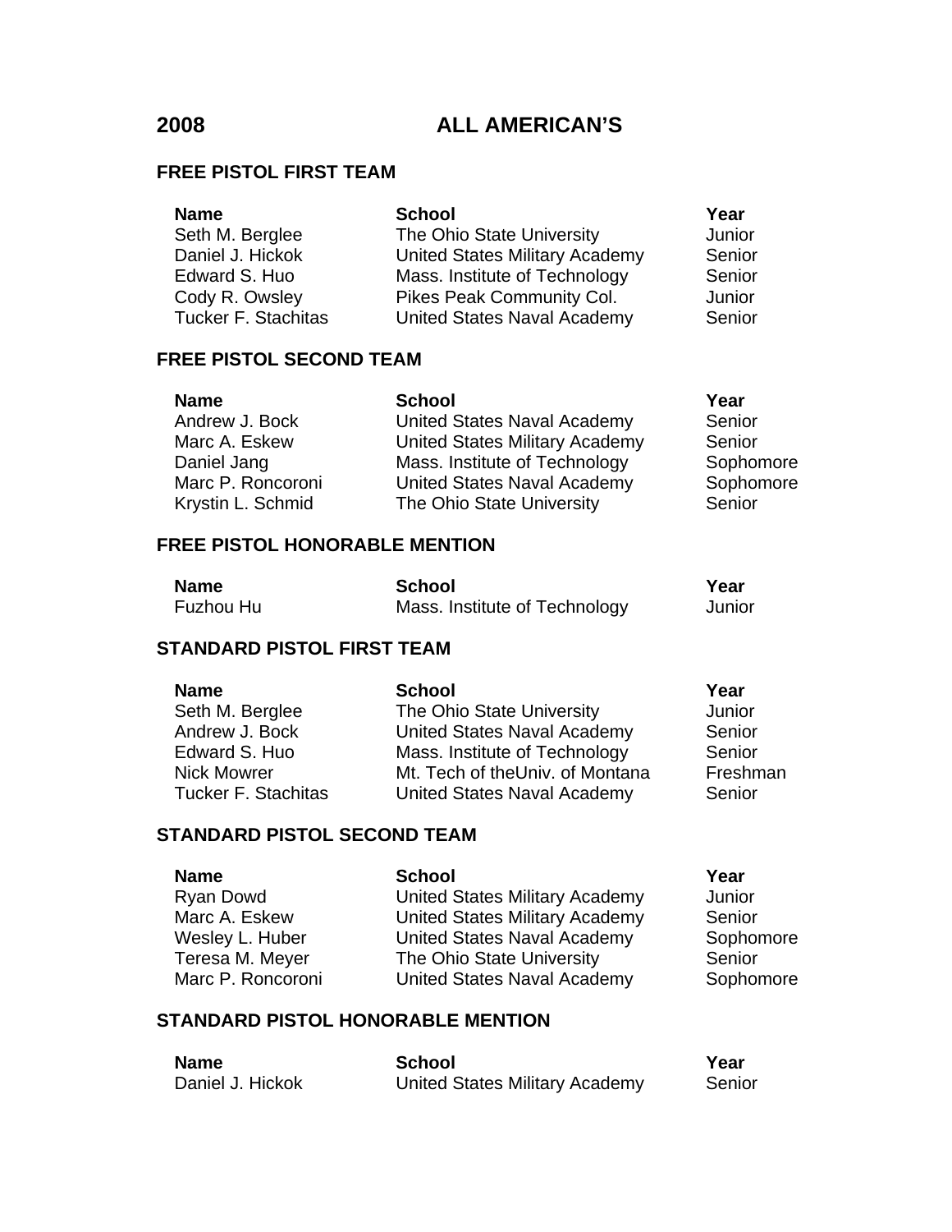# 2008 ALL AMERICAN'S

## FREE PISTOL FIRST TEAM

| Name | School | Year |
|---|---|---|
| Seth M. Berglee | The Ohio State University | Junior |
| Daniel J. Hickok | United States Military Academy | Senior |
| Edward S. Huo | Mass. Institute of Technology | Senior |
| Cody R. Owsley | Pikes Peak Community Col. | Junior |
| Tucker F. Stachitas | United States Naval Academy | Senior |

## FREE PISTOL SECOND TEAM

| Name | School | Year |
|---|---|---|
| Andrew J. Bock | United States Naval Academy | Senior |
| Marc A. Eskew | United States Military Academy | Senior |
| Daniel Jang | Mass. Institute of Technology | Sophomore |
| Marc P. Roncoroni | United States Naval Academy | Sophomore |
| Krystin L. Schmid | The Ohio State University | Senior |

## FREE PISTOL HONORABLE MENTION

| Name | School | Year |
|---|---|---|
| Fuzhou Hu | Mass. Institute of Technology | Junior |

## STANDARD PISTOL FIRST TEAM

| Name | School | Year |
|---|---|---|
| Seth M. Berglee | The Ohio State University | Junior |
| Andrew J. Bock | United States Naval Academy | Senior |
| Edward S. Huo | Mass. Institute of Technology | Senior |
| Nick Mowrer | Mt. Tech of theUniv. of Montana | Freshman |
| Tucker F. Stachitas | United States Naval Academy | Senior |

## STANDARD PISTOL SECOND TEAM

| Name | School | Year |
|---|---|---|
| Ryan Dowd | United States Military Academy | Junior |
| Marc A. Eskew | United States Military Academy | Senior |
| Wesley L. Huber | United States Naval Academy | Sophomore |
| Teresa M. Meyer | The Ohio State University | Senior |
| Marc P. Roncoroni | United States Naval Academy | Sophomore |

## STANDARD PISTOL HONORABLE MENTION

| Name | School | Year |
|---|---|---|
| Daniel J. Hickok | United States Military Academy | Senior |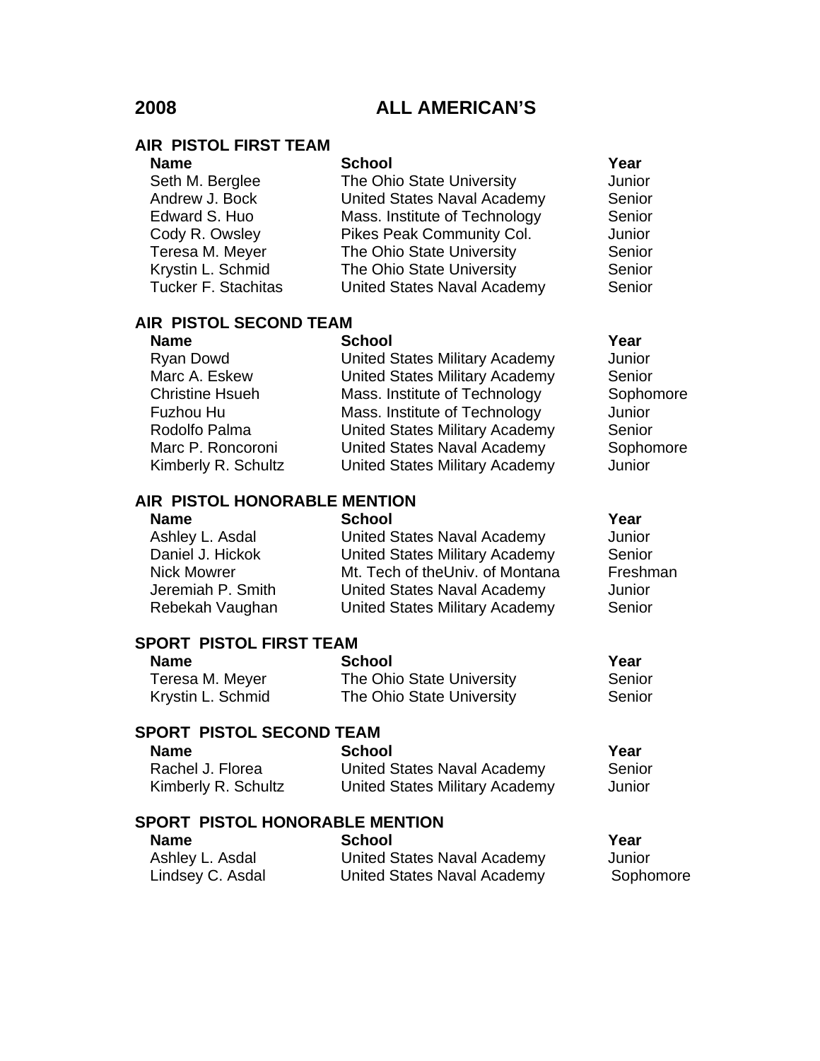# 2008 ALL AMERICAN'S

## AIR PISTOL FIRST TEAM

| Name | School | Year |
|---|---|---|
| Seth M. Berglee | The Ohio State University | Junior |
| Andrew J. Bock | United States Naval Academy | Senior |
| Edward S. Huo | Mass. Institute of Technology | Senior |
| Cody R. Owsley | Pikes Peak Community Col. | Junior |
| Teresa M. Meyer | The Ohio State University | Senior |
| Krystin L. Schmid | The Ohio State University | Senior |
| Tucker F. Stachitas | United States Naval Academy | Senior |

## AIR PISTOL SECOND TEAM

| Name | School | Year |
|---|---|---|
| Ryan Dowd | United States Military Academy | Junior |
| Marc A. Eskew | United States Military Academy | Senior |
| Christine Hsueh | Mass. Institute of Technology | Sophomore |
| Fuzhou Hu | Mass. Institute of Technology | Junior |
| Rodolfo Palma | United States Military Academy | Senior |
| Marc P. Roncoroni | United States Naval Academy | Sophomore |
| Kimberly R. Schultz | United States Military Academy | Junior |

## AIR PISTOL HONORABLE MENTION

| Name | School | Year |
|---|---|---|
| Ashley L. Asdal | United States Naval Academy | Junior |
| Daniel J. Hickok | United States Military Academy | Senior |
| Nick Mowrer | Mt. Tech of theUniv. of Montana | Freshman |
| Jeremiah P. Smith | United States Naval Academy | Junior |
| Rebekah Vaughan | United States Military Academy | Senior |

## SPORT PISTOL FIRST TEAM

| Name | School | Year |
|---|---|---|
| Teresa M. Meyer | The Ohio State University | Senior |
| Krystin L. Schmid | The Ohio State University | Senior |

## SPORT PISTOL SECOND TEAM

| Name | School | Year |
|---|---|---|
| Rachel J. Florea | United States Naval Academy | Senior |
| Kimberly R. Schultz | United States Military Academy | Junior |

## SPORT PISTOL HONORABLE MENTION

| Name | School | Year |
|---|---|---|
| Ashley L. Asdal | United States Naval Academy | Junior |
| Lindsey C. Asdal | United States Naval Academy | Sophomore |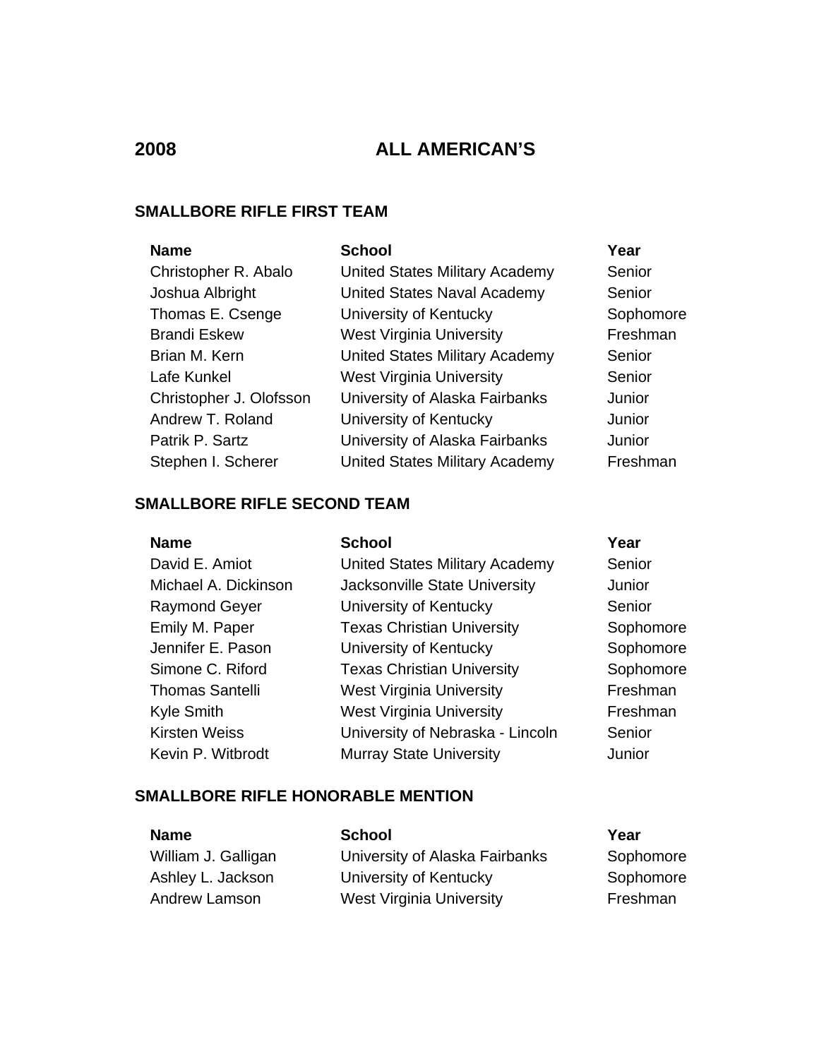# 2008 ALL AMERICAN’S

## SMALLBORE RIFLE FIRST TEAM

| Name | School | Year |
|---|---|---|
| Christopher R. Abalo | United States Military Academy | Senior |
| Joshua Albright | United States Naval Academy | Senior |
| Thomas E. Csenge | University of Kentucky | Sophomore |
| Brandi Eskew | West Virginia University | Freshman |
| Brian M. Kern | United States Military Academy | Senior |
| Lafe Kunkel | West Virginia University | Senior |
| Christopher J. Olofsson | University of Alaska Fairbanks | Junior |
| Andrew T. Roland | University of Kentucky | Junior |
| Patrik P. Sartz | University of Alaska Fairbanks | Junior |
| Stephen I. Scherer | United States Military Academy | Freshman |

## SMALLBORE RIFLE SECOND TEAM

| Name | School | Year |
|---|---|---|
| David E. Amiot | United States Military Academy | Senior |
| Michael A. Dickinson | Jacksonville State University | Junior |
| Raymond Geyer | University of Kentucky | Senior |
| Emily M. Paper | Texas Christian University | Sophomore |
| Jennifer E. Pason | University of Kentucky | Sophomore |
| Simone C. Riford | Texas Christian University | Sophomore |
| Thomas Santelli | West Virginia University | Freshman |
| Kyle Smith | West Virginia University | Freshman |
| Kirsten Weiss | University of Nebraska - Lincoln | Senior |
| Kevin P. Witbrodt | Murray State University | Junior |

## SMALLBORE RIFLE HONORABLE MENTION

| Name | School | Year |
|---|---|---|
| William J. Galligan | University of Alaska Fairbanks | Sophomore |
| Ashley L. Jackson | University of Kentucky | Sophomore |
| Andrew Lamson | West Virginia University | Freshman |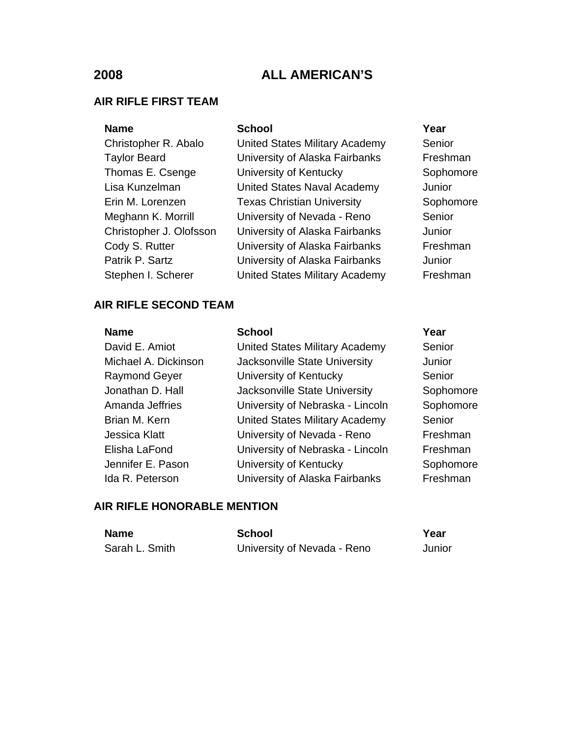# 2008 ALL AMERICAN'S

## AIR RIFLE FIRST TEAM

| Name | School | Year |
| --- | --- | --- |
| Christopher R. Abalo | United States Military Academy | Senior |
| Taylor Beard | University of Alaska Fairbanks | Freshman |
| Thomas E. Csenge | University of Kentucky | Sophomore |
| Lisa Kunzelman | United States Naval Academy | Junior |
| Erin M. Lorenzen | Texas Christian University | Sophomore |
| Meghann K. Morrill | University of Nevada - Reno | Senior |
| Christopher J. Olofsson | University of Alaska Fairbanks | Junior |
| Cody S. Rutter | University of Alaska Fairbanks | Freshman |
| Patrik P. Sartz | University of Alaska Fairbanks | Junior |
| Stephen I. Scherer | United States Military Academy | Freshman |

## AIR RIFLE SECOND TEAM

| Name | School | Year |
| --- | --- | --- |
| David E. Amiot | United States Military Academy | Senior |
| Michael A. Dickinson | Jacksonville State University | Junior |
| Raymond Geyer | University of Kentucky | Senior |
| Jonathan D. Hall | Jacksonville State University | Sophomore |
| Amanda Jeffries | University of Nebraska - Lincoln | Sophomore |
| Brian M. Kern | United States Military Academy | Senior |
| Jessica Klatt | University of Nevada - Reno | Freshman |
| Elisha LaFond | University of Nebraska - Lincoln | Freshman |
| Jennifer E. Pason | University of Kentucky | Sophomore |
| Ida R. Peterson | University of Alaska Fairbanks | Freshman |

## AIR RIFLE HONORABLE MENTION

| Name | School | Year |
| --- | --- | --- |
| Sarah L. Smith | University of Nevada - Reno | Junior |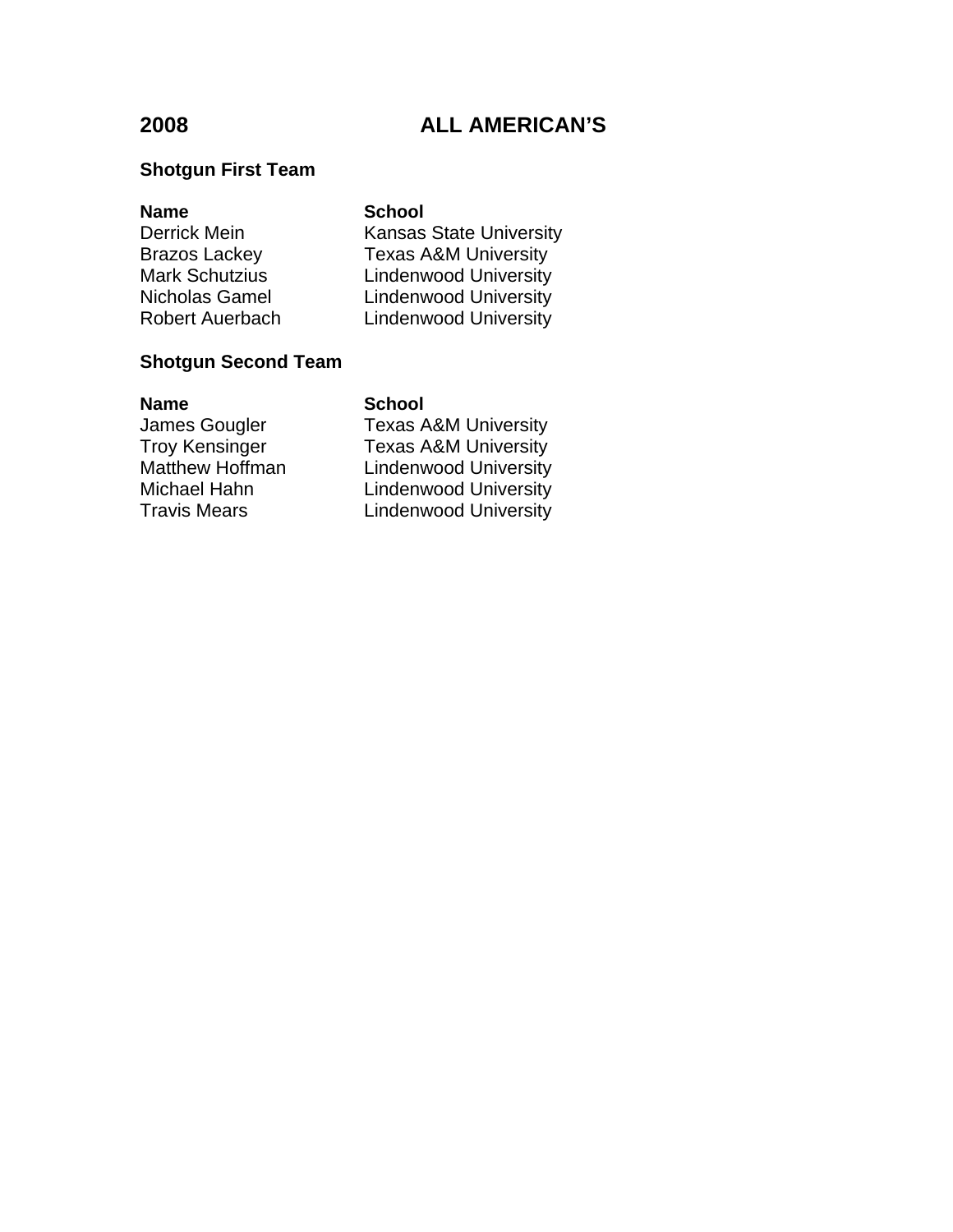# 2008 ALL AMERICAN'S

## Shotgun First Team

| Name | School |
| --- | --- |
| Derrick Mein | Kansas State University |
| Brazos Lackey | Texas A&M University |
| Mark Schutzius | Lindenwood University |
| Nicholas Gamel | Lindenwood University |
| Robert Auerbach | Lindenwood University |

## Shotgun Second Team

| Name | School |
| --- | --- |
| James Gougler | Texas A&M University |
| Troy Kensinger | Texas A&M University |
| Matthew Hoffman | Lindenwood University |
| Michael Hahn | Lindenwood University |
| Travis Mears | Lindenwood University |